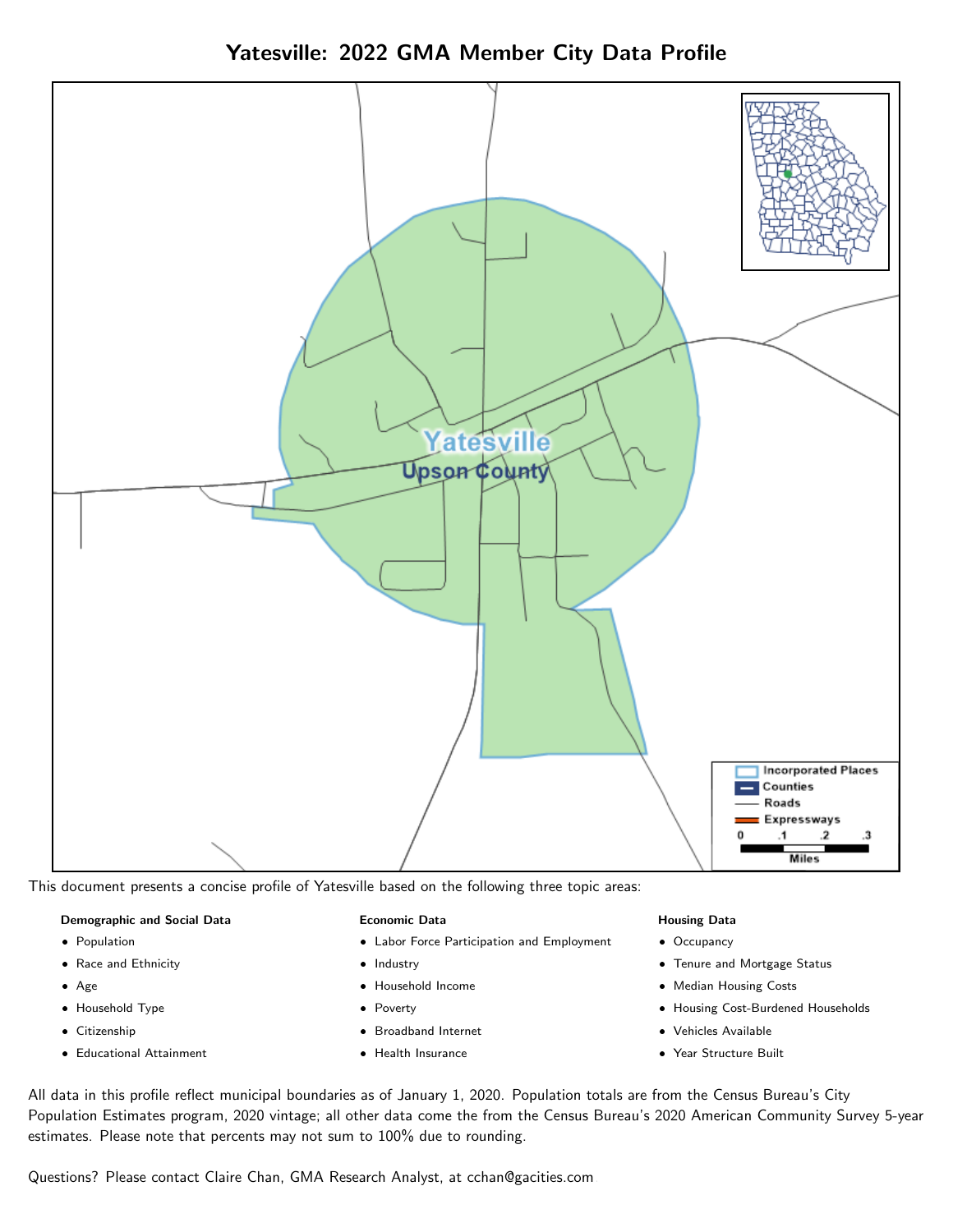# Yatesville: 2022 GMA Member City Data Profile

This document presents a concise profile of Yatesville based on the following three topic areas:

**Demographic and Social Data**

- Population
- Race and Ethnicity
- Age
- Household Type
- Citizenship
- Educational Attainment

**Economic Data**

- Labor Force Participation and Employment
- Industry
- Household Income
- Poverty
- Broadband Internet
- Health Insurance

**Housing Data**

- Occupancy
- Tenure and Mortgage Status
- Median Housing Costs
- Housing Cost-Burdened Households
- Vehicles Available
- Year Structure Built

All data in this profile reflect municipal boundaries as of January 1, 2020. Population totals are from the Census Bureau's City Population Estimates program, 2020 vintage; all other data come the from the Census Bureau's 2020 American Community Survey 5-year estimates. Please note that percents may not sum to 100% due to rounding.

Questions? Please contact Claire Chan, GMA Research Analyst, at cchan@gacities.com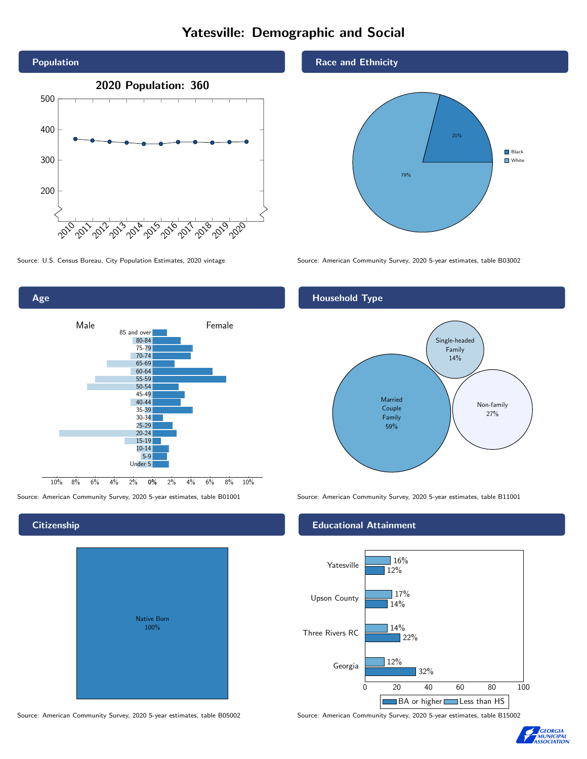# Yatesville: Demographic and Social

## Population

2020 Population: 360

Source: U.S. Census Bureau, City Population Estimates, 2020 vintage

## Race and Ethnicity

| Race | Percent |
|---|---|
| Black | 21% |
| White | 79% |

Source: American Community Survey, 2020 5-year estimates, table B03002

## Age

Source: American Community Survey, 2020 5-year estimates, table B01001

## Household Type

| Household Type | Percent |
|---|---|
| Married Couple Family | 59% |
| Single-headed Family | 14% |
| Non-family | 27% |

Source: American Community Survey, 2020 5-year estimates, table B11001

## Citizenship

Native Born 100%

Source: American Community Survey, 2020 5-year estimates, table B05002

## Educational Attainment

| | Less than HS | BA or higher |
|---|---|---|
| Yatesville | 16% | 12% |
| Upson County | 17% | 14% |
| Three Rivers RC | 14% | 22% |
| Georgia | 12% | 32% |

Source: American Community Survey, 2020 5-year estimates, table B15002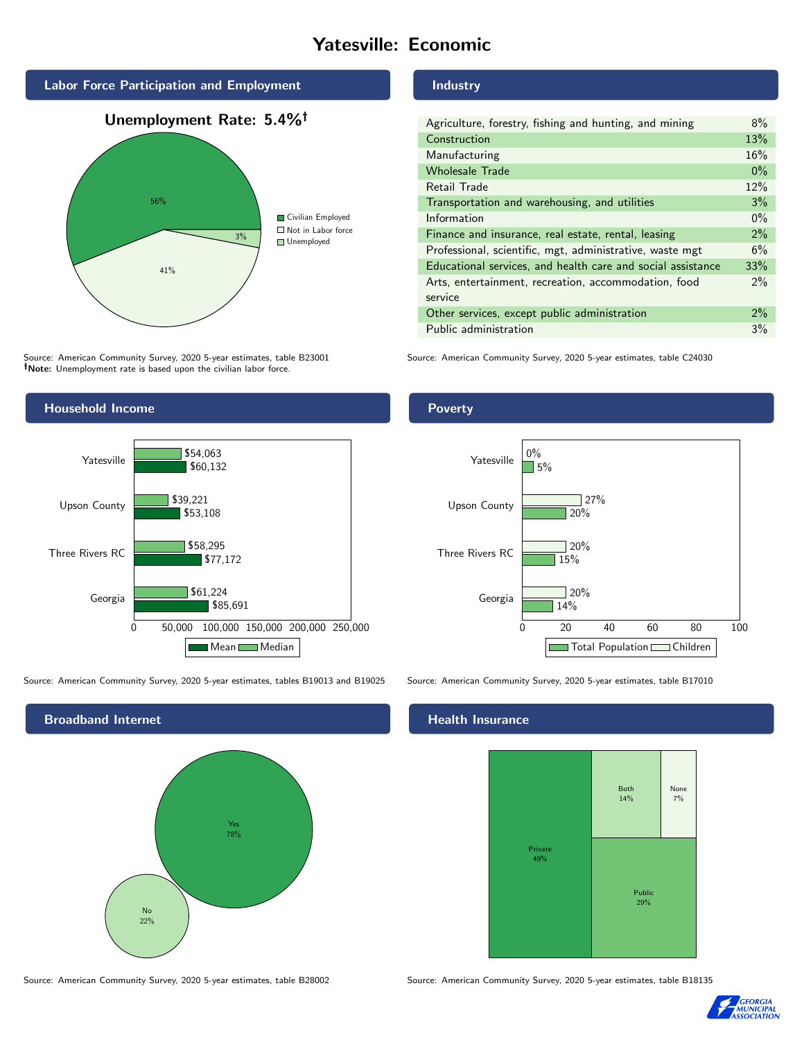# Yatesville: Economic

## Labor Force Participation and Employment

**Unemployment Rate: 5.4%†**

| Category | Percent |
| --- | --- |
| Civilian Employed | 56% |
| Not in Labor force | 41% |
| Unemployed | 3% |

Source: American Community Survey, 2020 5-year estimates, table B23001
**†Note:** Unemployment rate is based upon the civilian labor force.

## Industry

| Industry | Percent |
| --- | --- |
| Agriculture, forestry, fishing and hunting, and mining | 8% |
| Construction | 13% |
| Manufacturing | 16% |
| Wholesale Trade | 0% |
| Retail Trade | 12% |
| Transportation and warehousing, and utilities | 3% |
| Information | 0% |
| Finance and insurance, real estate, rental, leasing | 2% |
| Professional, scientific, mgt, administrative, waste mgt | 6% |
| Educational services, and health care and social assistance | 33% |
| Arts, entertainment, recreation, accommodation, food service | 2% |
| Other services, except public administration | 2% |
| Public administration | 3% |

Source: American Community Survey, 2020 5-year estimates, table C24030

## Household Income

| | Median | Mean |
| --- | --- | --- |
| Yatesville | $54,063 | $60,132 |
| Upson County | $39,221 | $53,108 |
| Three Rivers RC | $58,295 | $77,172 |
| Georgia | $61,224 | $85,691 |

Source: American Community Survey, 2020 5-year estimates, tables B19013 and B19025

## Poverty

| | Children | Total Population |
| --- | --- | --- |
| Yatesville | 0% | 5% |
| Upson County | 27% | 20% |
| Three Rivers RC | 20% | 15% |
| Georgia | 20% | 14% |

Source: American Community Survey, 2020 5-year estimates, table B17010

## Broadband Internet

| Response | Percent |
| --- | --- |
| Yes | 78% |
| No | 22% |

Source: American Community Survey, 2020 5-year estimates, table B28002

## Health Insurance

| Type | Percent |
| --- | --- |
| Private | 49% |
| Public | 29% |
| Both | 14% |
| None | 7% |

Source: American Community Survey, 2020 5-year estimates, table B18135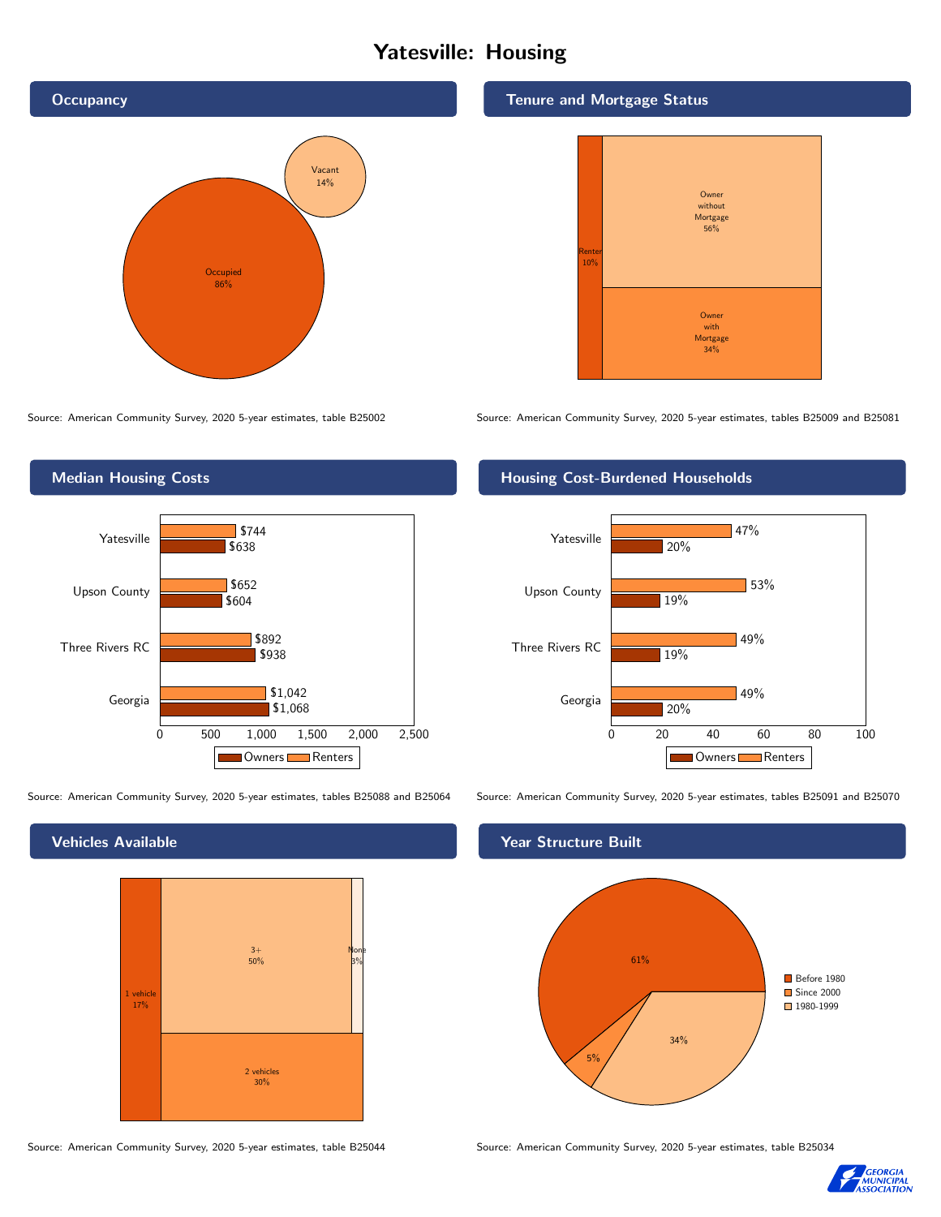# Yatesville: Housing

## Occupancy

Vacant
14%

Occupied
86%

Source: American Community Survey, 2020 5-year estimates, table B25002

## Tenure and Mortgage Status

Renter
10%

Owner
without
Mortgage
56%

Owner
with
Mortgage
34%

Source: American Community Survey, 2020 5-year estimates, tables B25009 and B25081

## Median Housing Costs

Yatesville
$744
$638

Upson County
$652
$604

Three Rivers RC
$892
$938

Georgia
$1,042
$1,068

0 500 1,000 1,500 2,000 2,500

Owners Renters

Source: American Community Survey, 2020 5-year estimates, tables B25088 and B25064

## Housing Cost-Burdened Households

Yatesville
47%
20%

Upson County
53%
19%

Three Rivers RC
49%
19%

Georgia
49%
20%

0 20 40 60 80 100

Owners Renters

Source: American Community Survey, 2020 5-year estimates, tables B25091 and B25070

## Vehicles Available

1 vehicle
17%

3+
50%

None
3%

2 vehicles
30%

Source: American Community Survey, 2020 5-year estimates, table B25044

## Year Structure Built

61%

5%

34%

Before 1980
Since 2000
1980-1999

Source: American Community Survey, 2020 5-year estimates, table B25034

GEORGIA MUNICIPAL ASSOCIATION